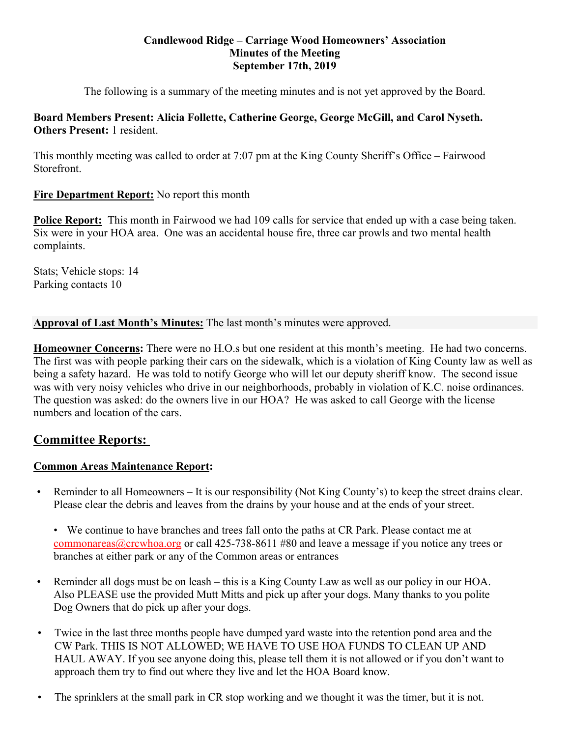**Candlewood Ridge – Carriage Wood Homeowners' Association**
**Minutes of the Meeting**
**September 17th, 2019**

The following is a summary of the meeting minutes and is not yet approved by the Board.

**Board Members Present: Alicia Follette, Catherine George, George McGill, and Carol Nyseth.**
**Others Present:** 1 resident.

This monthly meeting was called to order at 7:07 pm at the King County Sheriff's Office – Fairwood Storefront.

**Fire Department Report:** No report this month

**Police Report:** This month in Fairwood we had 109 calls for service that ended up with a case being taken. Six were in your HOA area. One was an accidental house fire, three car prowls and two mental health complaints.

Stats; Vehicle stops: 14
Parking contacts 10

**Approval of Last Month's Minutes:** The last month's minutes were approved.

**Homeowner Concerns:** There were no H.O.s but one resident at this month's meeting. He had two concerns. The first was with people parking their cars on the sidewalk, which is a violation of King County law as well as being a safety hazard. He was told to notify George who will let our deputy sheriff know. The second issue was with very noisy vehicles who drive in our neighborhoods, probably in violation of K.C. noise ordinances. The question was asked: do the owners live in our HOA? He was asked to call George with the license numbers and location of the cars.

## Committee Reports:

### Common Areas Maintenance Report:

- Reminder to all Homeowners – It is our responsibility (Not King County's) to keep the street drains clear. Please clear the debris and leaves from the drains by your house and at the ends of your street.

  - We continue to have branches and trees fall onto the paths at CR Park. Please contact me at commonareas@crcwhoa.org or call 425-738-8611 #80 and leave a message if you notice any trees or branches at either park or any of the Common areas or entrances

- Reminder all dogs must be on leash – this is a King County Law as well as our policy in our HOA. Also PLEASE use the provided Mutt Mitts and pick up after your dogs. Many thanks to you polite Dog Owners that do pick up after your dogs.

- Twice in the last three months people have dumped yard waste into the retention pond area and the CW Park. THIS IS NOT ALLOWED; WE HAVE TO USE HOA FUNDS TO CLEAN UP AND HAUL AWAY. If you see anyone doing this, please tell them it is not allowed or if you don't want to approach them try to find out where they live and let the HOA Board know.

- The sprinklers at the small park in CR stop working and we thought it was the timer, but it is not.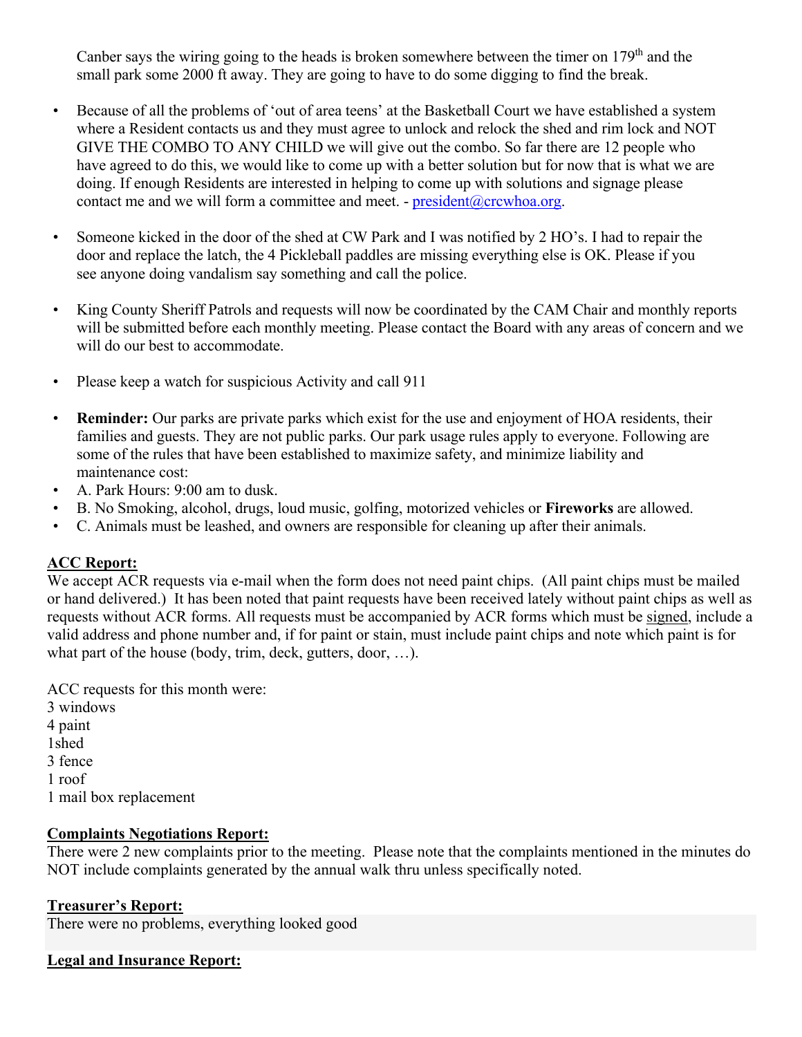Canber says the wiring going to the heads is broken somewhere between the timer on 179th and the small park some 2000 ft away. They are going to have to do some digging to find the break.

- Because of all the problems of 'out of area teens' at the Basketball Court we have established a system where a Resident contacts us and they must agree to unlock and relock the shed and rim lock and NOT GIVE THE COMBO TO ANY CHILD we will give out the combo. So far there are 12 people who have agreed to do this, we would like to come up with a better solution but for now that is what we are doing. If enough Residents are interested in helping to come up with solutions and signage please contact me and we will form a committee and meet. - president@crcwhoa.org.

- Someone kicked in the door of the shed at CW Park and I was notified by 2 HO's. I had to repair the door and replace the latch, the 4 Pickleball paddles are missing everything else is OK. Please if you see anyone doing vandalism say something and call the police.

- King County Sheriff Patrols and requests will now be coordinated by the CAM Chair and monthly reports will be submitted before each monthly meeting. Please contact the Board with any areas of concern and we will do our best to accommodate.

- Please keep a watch for suspicious Activity and call 911

- **Reminder:** Our parks are private parks which exist for the use and enjoyment of HOA residents, their families and guests. They are not public parks. Our park usage rules apply to everyone. Following are some of the rules that have been established to maximize safety, and minimize liability and maintenance cost:
- A. Park Hours: 9:00 am to dusk.
- B. No Smoking, alcohol, drugs, loud music, golfing, motorized vehicles or **Fireworks** are allowed.
- C. Animals must be leashed, and owners are responsible for cleaning up after their animals.

## ACC Report:

We accept ACR requests via e-mail when the form does not need paint chips. (All paint chips must be mailed or hand delivered.) It has been noted that paint requests have been received lately without paint chips as well as requests without ACR forms. All requests must be accompanied by ACR forms which must be signed, include a valid address and phone number and, if for paint or stain, must include paint chips and note which paint is for what part of the house (body, trim, deck, gutters, door, …).

ACC requests for this month were:
3 windows
4 paint
1shed
3 fence
1 roof
1 mail box replacement

## Complaints Negotiations Report:

There were 2 new complaints prior to the meeting. Please note that the complaints mentioned in the minutes do NOT include complaints generated by the annual walk thru unless specifically noted.

## Treasurer's Report:

There were no problems, everything looked good

## Legal and Insurance Report: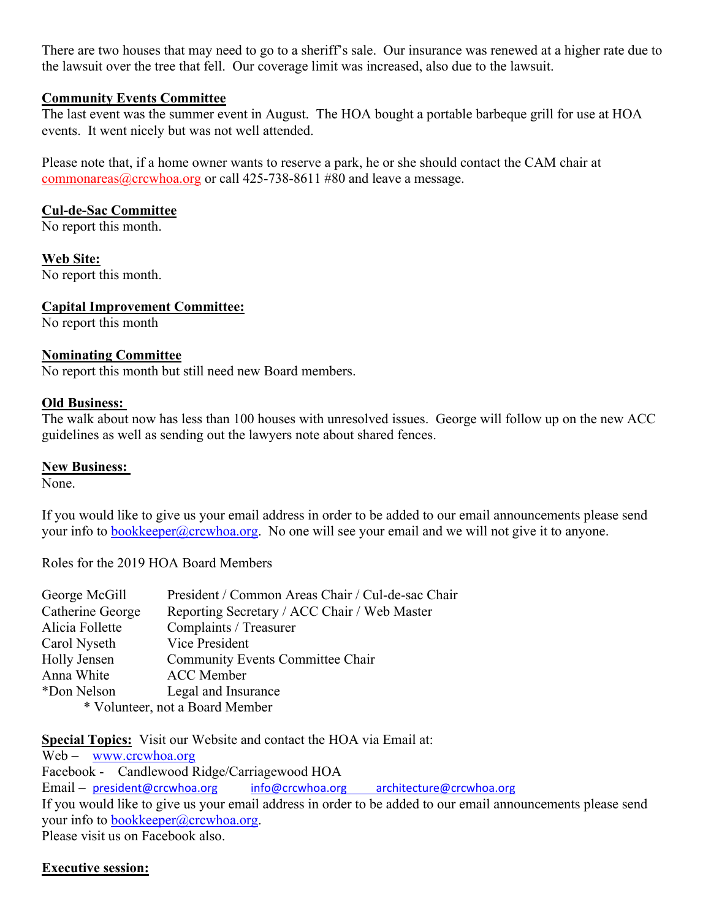There are two houses that may need to go to a sheriff's sale. Our insurance was renewed at a higher rate due to the lawsuit over the tree that fell. Our coverage limit was increased, also due to the lawsuit.

**Community Events Committee**

The last event was the summer event in August. The HOA bought a portable barbeque grill for use at HOA events. It went nicely but was not well attended.

Please note that, if a home owner wants to reserve a park, he or she should contact the CAM chair at commonareas@crcwhoa.org or call 425-738-8611 #80 and leave a message.

**Cul-de-Sac Committee**

No report this month.

**Web Site:**

No report this month.

**Capital Improvement Committee:**

No report this month

**Nominating Committee**

No report this month but still need new Board members.

**Old Business:**

The walk about now has less than 100 houses with unresolved issues. George will follow up on the new ACC guidelines as well as sending out the lawyers note about shared fences.

**New Business:**

None.

If you would like to give us your email address in order to be added to our email announcements please send your info to bookkeeper@crcwhoa.org. No one will see your email and we will not give it to anyone.

Roles for the 2019 HOA Board Members

| | |
|---|---|
| George McGill | President / Common Areas Chair / Cul-de-sac Chair |
| Catherine George | Reporting Secretary / ACC Chair / Web Master |
| Alicia Follette | Complaints / Treasurer |
| Carol Nyseth | Vice President |
| Holly Jensen | Community Events Committee Chair |
| Anna White | ACC Member |
| *Don Nelson | Legal and Insurance |

\* Volunteer, not a Board Member

**Special Topics:** Visit our Website and contact the HOA via Email at:

Web – www.crcwhoa.org

Facebook - Candlewood Ridge/Carriagewood HOA

Email – president@crcwhoa.org info@crcwhoa.org architecture@crcwhoa.org

If you would like to give us your email address in order to be added to our email announcements please send your info to bookkeeper@crcwhoa.org.

Please visit us on Facebook also.

**Executive session:**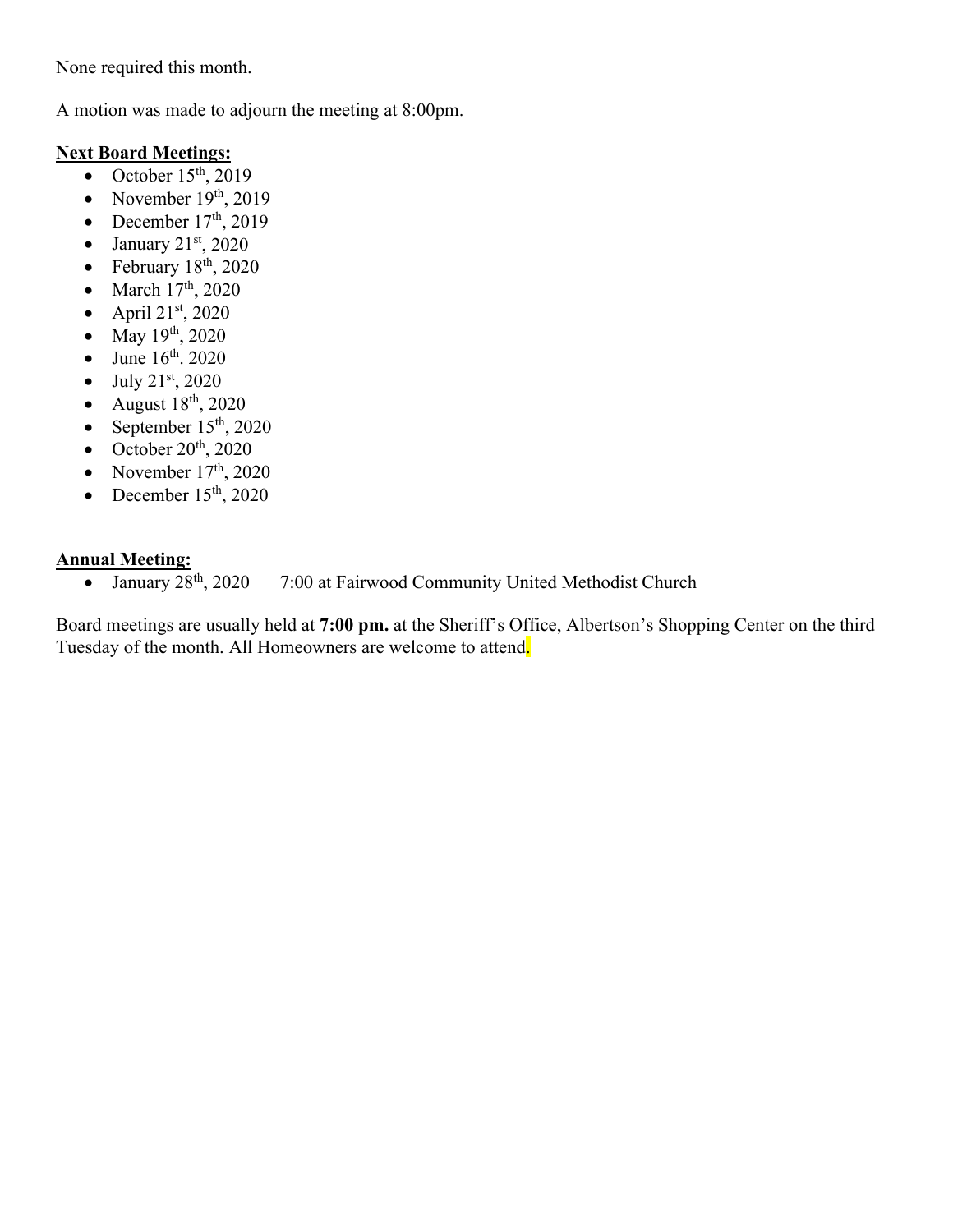None required this month.

A motion was made to adjourn the meeting at 8:00pm.

**Next Board Meetings:**

- October 15th, 2019
- November 19th, 2019
- December 17th, 2019
- January 21st, 2020
- February 18th, 2020
- March 17th, 2020
- April 21st, 2020
- May 19th, 2020
- June 16th. 2020
- July 21st, 2020
- August 18th, 2020
- September 15th, 2020
- October 20th, 2020
- November 17th, 2020
- December 15th, 2020

**Annual Meeting:**

- January 28th, 2020 7:00 at Fairwood Community United Methodist Church

Board meetings are usually held at **7:00 pm.** at the Sheriff's Office, Albertson's Shopping Center on the third Tuesday of the month. All Homeowners are welcome to attend.